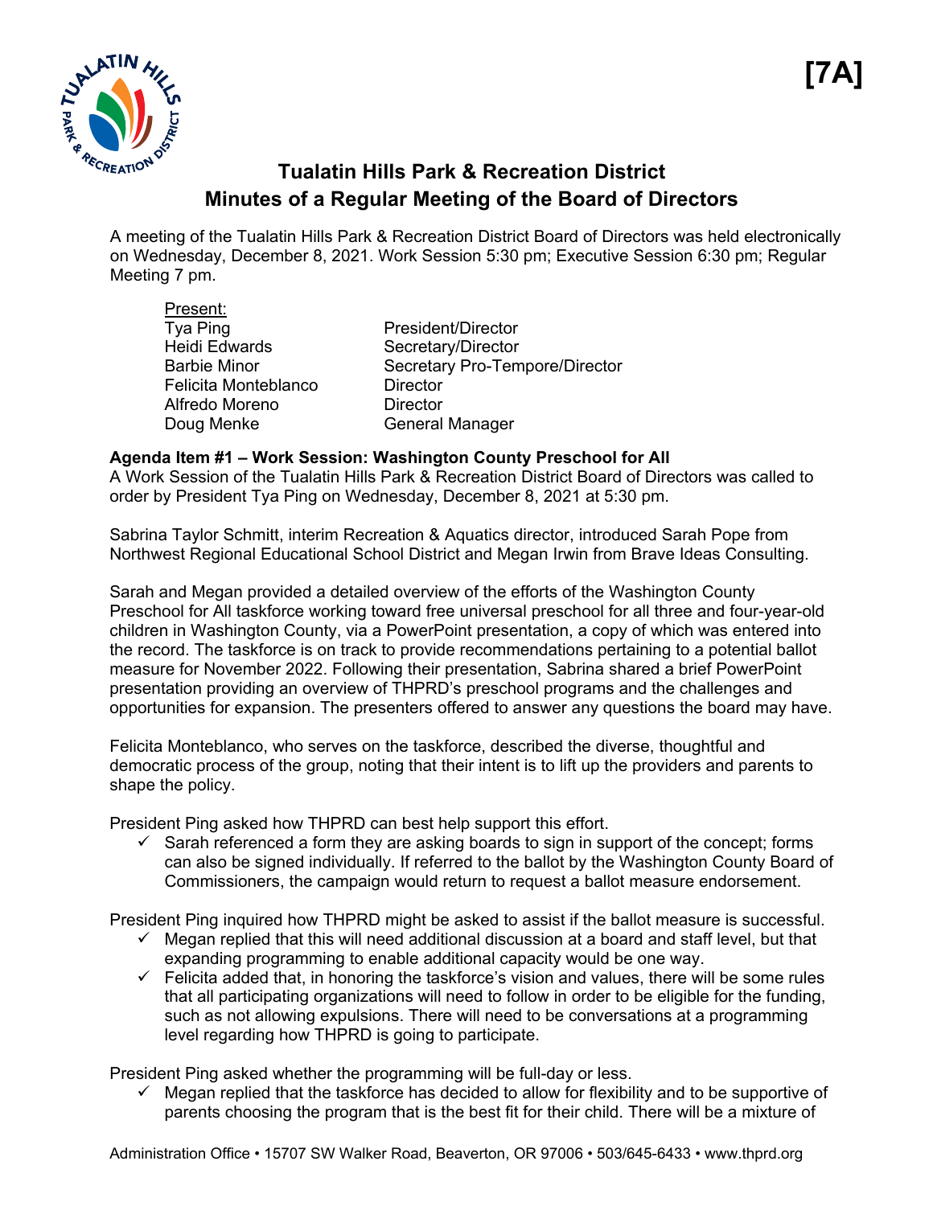[7A]

# Tualatin Hills Park & Recreation District
# Minutes of a Regular Meeting of the Board of Directors

A meeting of the Tualatin Hills Park & Recreation District Board of Directors was held electronically on Wednesday, December 8, 2021. Work Session 5:30 pm; Executive Session 6:30 pm; Regular Meeting 7 pm.

Present:

| | |
|---|---|
| Tya Ping | President/Director |
| Heidi Edwards | Secretary/Director |
| Barbie Minor | Secretary Pro-Tempore/Director |
| Felicita Monteblanco | Director |
| Alfredo Moreno | Director |
| Doug Menke | General Manager |

**Agenda Item #1 – Work Session: Washington County Preschool for All**

A Work Session of the Tualatin Hills Park & Recreation District Board of Directors was called to order by President Tya Ping on Wednesday, December 8, 2021 at 5:30 pm.

Sabrina Taylor Schmitt, interim Recreation & Aquatics director, introduced Sarah Pope from Northwest Regional Educational School District and Megan Irwin from Brave Ideas Consulting.

Sarah and Megan provided a detailed overview of the efforts of the Washington County Preschool for All taskforce working toward free universal preschool for all three and four-year-old children in Washington County, via a PowerPoint presentation, a copy of which was entered into the record. The taskforce is on track to provide recommendations pertaining to a potential ballot measure for November 2022. Following their presentation, Sabrina shared a brief PowerPoint presentation providing an overview of THPRD's preschool programs and the challenges and opportunities for expansion. The presenters offered to answer any questions the board may have.

Felicita Monteblanco, who serves on the taskforce, described the diverse, thoughtful and democratic process of the group, noting that their intent is to lift up the providers and parents to shape the policy.

President Ping asked how THPRD can best help support this effort.

- ✓ Sarah referenced a form they are asking boards to sign in support of the concept; forms can also be signed individually. If referred to the ballot by the Washington County Board of Commissioners, the campaign would return to request a ballot measure endorsement.

President Ping inquired how THPRD might be asked to assist if the ballot measure is successful.

- ✓ Megan replied that this will need additional discussion at a board and staff level, but that expanding programming to enable additional capacity would be one way.
- ✓ Felicita added that, in honoring the taskforce's vision and values, there will be some rules that all participating organizations will need to follow in order to be eligible for the funding, such as not allowing expulsions. There will need to be conversations at a programming level regarding how THPRD is going to participate.

President Ping asked whether the programming will be full-day or less.

- ✓ Megan replied that the taskforce has decided to allow for flexibility and to be supportive of parents choosing the program that is the best fit for their child. There will be a mixture of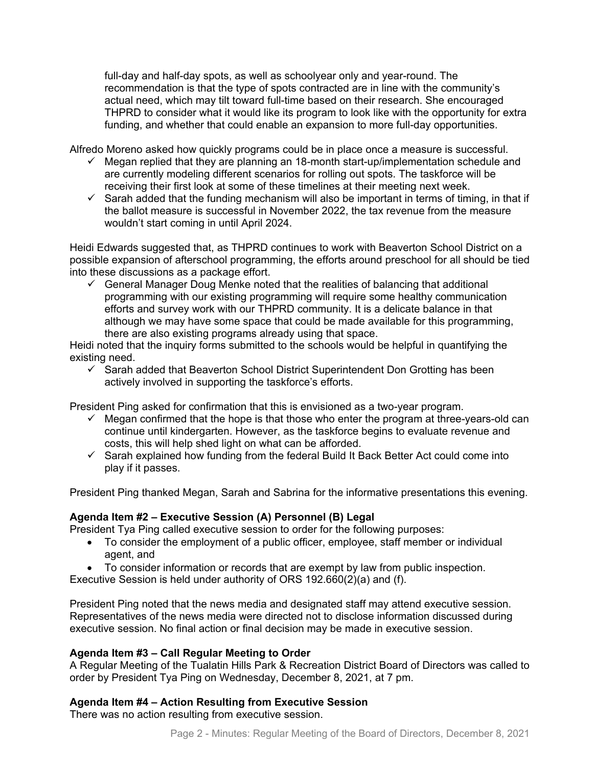full-day and half-day spots, as well as schoolyear only and year-round. The recommendation is that the type of spots contracted are in line with the community's actual need, which may tilt toward full-time based on their research. She encouraged THPRD to consider what it would like its program to look like with the opportunity for extra funding, and whether that could enable an expansion to more full-day opportunities.

Alfredo Moreno asked how quickly programs could be in place once a measure is successful.

- ✓ Megan replied that they are planning an 18-month start-up/implementation schedule and are currently modeling different scenarios for rolling out spots. The taskforce will be receiving their first look at some of these timelines at their meeting next week.
- ✓ Sarah added that the funding mechanism will also be important in terms of timing, in that if the ballot measure is successful in November 2022, the tax revenue from the measure wouldn't start coming in until April 2024.

Heidi Edwards suggested that, as THPRD continues to work with Beaverton School District on a possible expansion of afterschool programming, the efforts around preschool for all should be tied into these discussions as a package effort.

- ✓ General Manager Doug Menke noted that the realities of balancing that additional programming with our existing programming will require some healthy communication efforts and survey work with our THPRD community. It is a delicate balance in that although we may have some space that could be made available for this programming, there are also existing programs already using that space.

Heidi noted that the inquiry forms submitted to the schools would be helpful in quantifying the existing need.

- ✓ Sarah added that Beaverton School District Superintendent Don Grotting has been actively involved in supporting the taskforce's efforts.

President Ping asked for confirmation that this is envisioned as a two-year program.

- ✓ Megan confirmed that the hope is that those who enter the program at three-years-old can continue until kindergarten. However, as the taskforce begins to evaluate revenue and costs, this will help shed light on what can be afforded.
- ✓ Sarah explained how funding from the federal Build It Back Better Act could come into play if it passes.

President Ping thanked Megan, Sarah and Sabrina for the informative presentations this evening.

**Agenda Item #2 – Executive Session (A) Personnel (B) Legal**

President Tya Ping called executive session to order for the following purposes:

- To consider the employment of a public officer, employee, staff member or individual agent, and
- To consider information or records that are exempt by law from public inspection.

Executive Session is held under authority of ORS 192.660(2)(a) and (f).

President Ping noted that the news media and designated staff may attend executive session. Representatives of the news media were directed not to disclose information discussed during executive session. No final action or final decision may be made in executive session.

**Agenda Item #3 – Call Regular Meeting to Order**

A Regular Meeting of the Tualatin Hills Park & Recreation District Board of Directors was called to order by President Tya Ping on Wednesday, December 8, 2021, at 7 pm.

**Agenda Item #4 – Action Resulting from Executive Session**

There was no action resulting from executive session.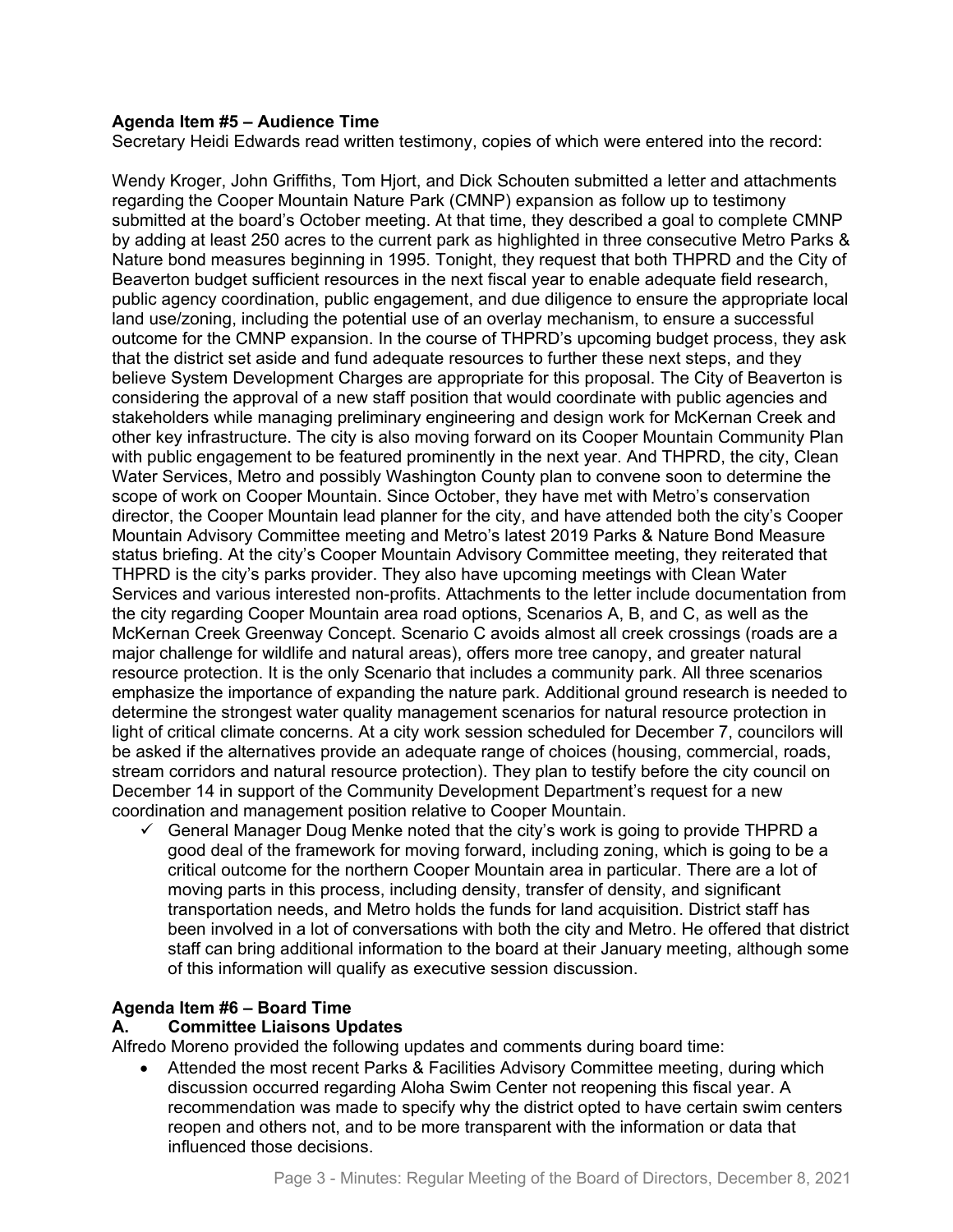**Agenda Item #5 – Audience Time**

Secretary Heidi Edwards read written testimony, copies of which were entered into the record:

Wendy Kroger, John Griffiths, Tom Hjort, and Dick Schouten submitted a letter and attachments regarding the Cooper Mountain Nature Park (CMNP) expansion as follow up to testimony submitted at the board's October meeting. At that time, they described a goal to complete CMNP by adding at least 250 acres to the current park as highlighted in three consecutive Metro Parks & Nature bond measures beginning in 1995. Tonight, they request that both THPRD and the City of Beaverton budget sufficient resources in the next fiscal year to enable adequate field research, public agency coordination, public engagement, and due diligence to ensure the appropriate local land use/zoning, including the potential use of an overlay mechanism, to ensure a successful outcome for the CMNP expansion. In the course of THPRD's upcoming budget process, they ask that the district set aside and fund adequate resources to further these next steps, and they believe System Development Charges are appropriate for this proposal. The City of Beaverton is considering the approval of a new staff position that would coordinate with public agencies and stakeholders while managing preliminary engineering and design work for McKernan Creek and other key infrastructure. The city is also moving forward on its Cooper Mountain Community Plan with public engagement to be featured prominently in the next year. And THPRD, the city, Clean Water Services, Metro and possibly Washington County plan to convene soon to determine the scope of work on Cooper Mountain. Since October, they have met with Metro's conservation director, the Cooper Mountain lead planner for the city, and have attended both the city's Cooper Mountain Advisory Committee meeting and Metro's latest 2019 Parks & Nature Bond Measure status briefing. At the city's Cooper Mountain Advisory Committee meeting, they reiterated that THPRD is the city's parks provider. They also have upcoming meetings with Clean Water Services and various interested non-profits. Attachments to the letter include documentation from the city regarding Cooper Mountain area road options, Scenarios A, B, and C, as well as the McKernan Creek Greenway Concept. Scenario C avoids almost all creek crossings (roads are a major challenge for wildlife and natural areas), offers more tree canopy, and greater natural resource protection. It is the only Scenario that includes a community park. All three scenarios emphasize the importance of expanding the nature park. Additional ground research is needed to determine the strongest water quality management scenarios for natural resource protection in light of critical climate concerns. At a city work session scheduled for December 7, councilors will be asked if the alternatives provide an adequate range of choices (housing, commercial, roads, stream corridors and natural resource protection). They plan to testify before the city council on December 14 in support of the Community Development Department's request for a new coordination and management position relative to Cooper Mountain.

- ✓ General Manager Doug Menke noted that the city's work is going to provide THPRD a good deal of the framework for moving forward, including zoning, which is going to be a critical outcome for the northern Cooper Mountain area in particular. There are a lot of moving parts in this process, including density, transfer of density, and significant transportation needs, and Metro holds the funds for land acquisition. District staff has been involved in a lot of conversations with both the city and Metro. He offered that district staff can bring additional information to the board at their January meeting, although some of this information will qualify as executive session discussion.

**Agenda Item #6 – Board Time**

**A. Committee Liaisons Updates**

Alfredo Moreno provided the following updates and comments during board time:

- Attended the most recent Parks & Facilities Advisory Committee meeting, during which discussion occurred regarding Aloha Swim Center not reopening this fiscal year. A recommendation was made to specify why the district opted to have certain swim centers reopen and others not, and to be more transparent with the information or data that influenced those decisions.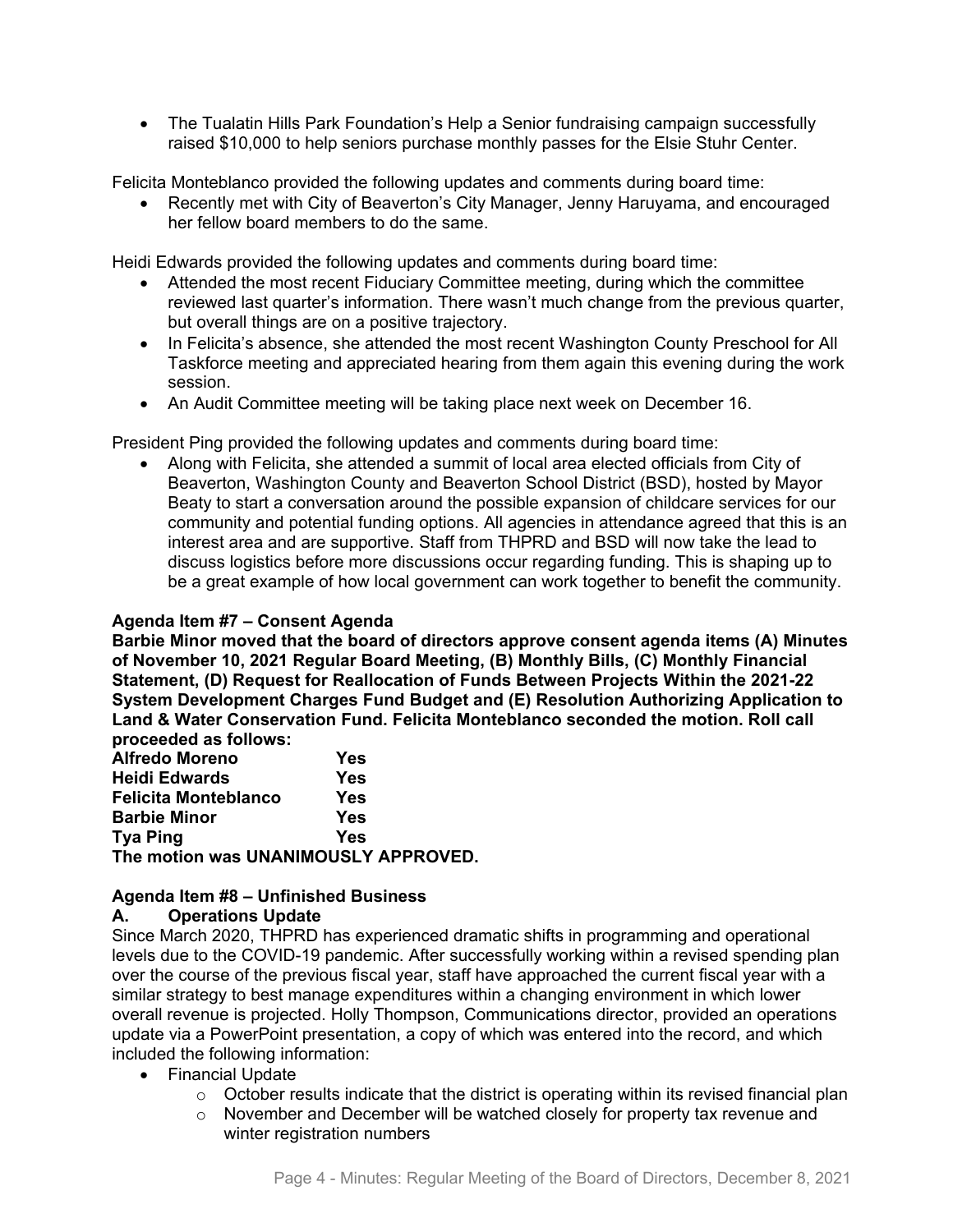- The Tualatin Hills Park Foundation's Help a Senior fundraising campaign successfully raised $10,000 to help seniors purchase monthly passes for the Elsie Stuhr Center.

Felicita Monteblanco provided the following updates and comments during board time:

- Recently met with City of Beaverton's City Manager, Jenny Haruyama, and encouraged her fellow board members to do the same.

Heidi Edwards provided the following updates and comments during board time:

- Attended the most recent Fiduciary Committee meeting, during which the committee reviewed last quarter's information. There wasn't much change from the previous quarter, but overall things are on a positive trajectory.
- In Felicita's absence, she attended the most recent Washington County Preschool for All Taskforce meeting and appreciated hearing from them again this evening during the work session.
- An Audit Committee meeting will be taking place next week on December 16.

President Ping provided the following updates and comments during board time:

- Along with Felicita, she attended a summit of local area elected officials from City of Beaverton, Washington County and Beaverton School District (BSD), hosted by Mayor Beaty to start a conversation around the possible expansion of childcare services for our community and potential funding options. All agencies in attendance agreed that this is an interest area and are supportive. Staff from THPRD and BSD will now take the lead to discuss logistics before more discussions occur regarding funding. This is shaping up to be a great example of how local government can work together to benefit the community.

**Agenda Item #7 – Consent Agenda**

**Barbie Minor moved that the board of directors approve consent agenda items (A) Minutes of November 10, 2021 Regular Board Meeting, (B) Monthly Bills, (C) Monthly Financial Statement, (D) Request for Reallocation of Funds Between Projects Within the 2021-22 System Development Charges Fund Budget and (E) Resolution Authorizing Application to Land & Water Conservation Fund. Felicita Monteblanco seconded the motion. Roll call proceeded as follows:**

**Alfredo Moreno Yes**
**Heidi Edwards Yes**
**Felicita Monteblanco Yes**
**Barbie Minor Yes**
**Tya Ping Yes**
**The motion was UNANIMOUSLY APPROVED.**

**Agenda Item #8 – Unfinished Business**

**A. Operations Update**

Since March 2020, THPRD has experienced dramatic shifts in programming and operational levels due to the COVID-19 pandemic. After successfully working within a revised spending plan over the course of the previous fiscal year, staff have approached the current fiscal year with a similar strategy to best manage expenditures within a changing environment in which lower overall revenue is projected. Holly Thompson, Communications director, provided an operations update via a PowerPoint presentation, a copy of which was entered into the record, and which included the following information:

- Financial Update
  - October results indicate that the district is operating within its revised financial plan
  - November and December will be watched closely for property tax revenue and winter registration numbers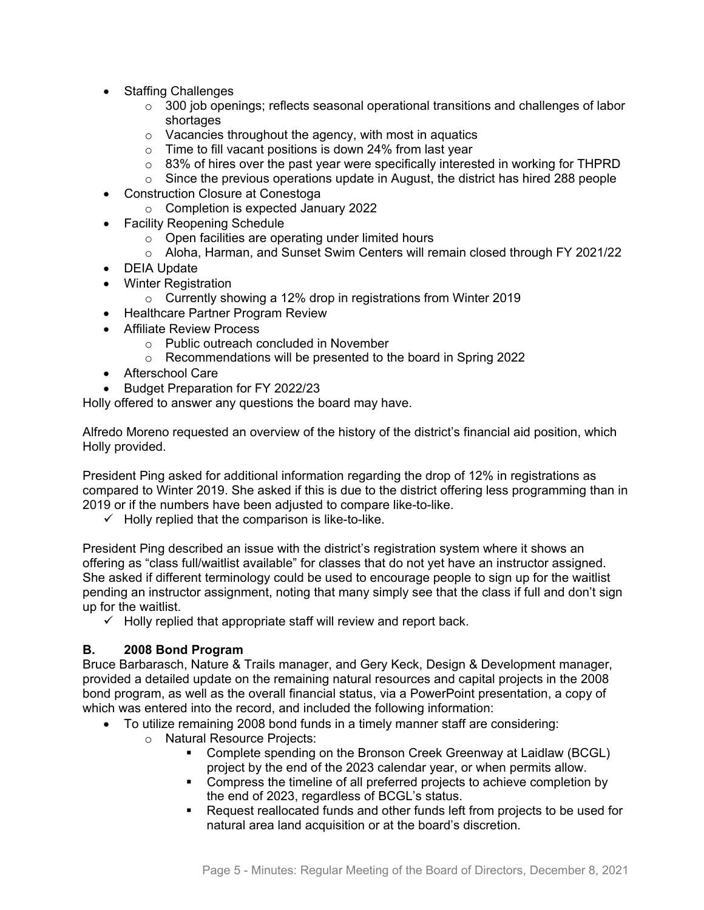- Staffing Challenges
  - 300 job openings; reflects seasonal operational transitions and challenges of labor shortages
  - Vacancies throughout the agency, with most in aquatics
  - Time to fill vacant positions is down 24% from last year
  - 83% of hires over the past year were specifically interested in working for THPRD
  - Since the previous operations update in August, the district has hired 288 people
- Construction Closure at Conestoga
  - Completion is expected January 2022
- Facility Reopening Schedule
  - Open facilities are operating under limited hours
  - Aloha, Harman, and Sunset Swim Centers will remain closed through FY 2021/22
- DEIA Update
- Winter Registration
  - Currently showing a 12% drop in registrations from Winter 2019
- Healthcare Partner Program Review
- Affiliate Review Process
  - Public outreach concluded in November
  - Recommendations will be presented to the board in Spring 2022
- Afterschool Care
- Budget Preparation for FY 2022/23

Holly offered to answer any questions the board may have.

Alfredo Moreno requested an overview of the history of the district's financial aid position, which Holly provided.

President Ping asked for additional information regarding the drop of 12% in registrations as compared to Winter 2019. She asked if this is due to the district offering less programming than in 2019 or if the numbers have been adjusted to compare like-to-like.

- ✓ Holly replied that the comparison is like-to-like.

President Ping described an issue with the district's registration system where it shows an offering as "class full/waitlist available" for classes that do not yet have an instructor assigned. She asked if different terminology could be used to encourage people to sign up for the waitlist pending an instructor assignment, noting that many simply see that the class if full and don't sign up for the waitlist.

- ✓ Holly replied that appropriate staff will review and report back.

**B. 2008 Bond Program**

Bruce Barbarasch, Nature & Trails manager, and Gery Keck, Design & Development manager, provided a detailed update on the remaining natural resources and capital projects in the 2008 bond program, as well as the overall financial status, via a PowerPoint presentation, a copy of which was entered into the record, and included the following information:

- To utilize remaining 2008 bond funds in a timely manner staff are considering:
  - Natural Resource Projects:
    - Complete spending on the Bronson Creek Greenway at Laidlaw (BCGL) project by the end of the 2023 calendar year, or when permits allow.
    - Compress the timeline of all preferred projects to achieve completion by the end of 2023, regardless of BCGL's status.
    - Request reallocated funds and other funds left from projects to be used for natural area land acquisition or at the board's discretion.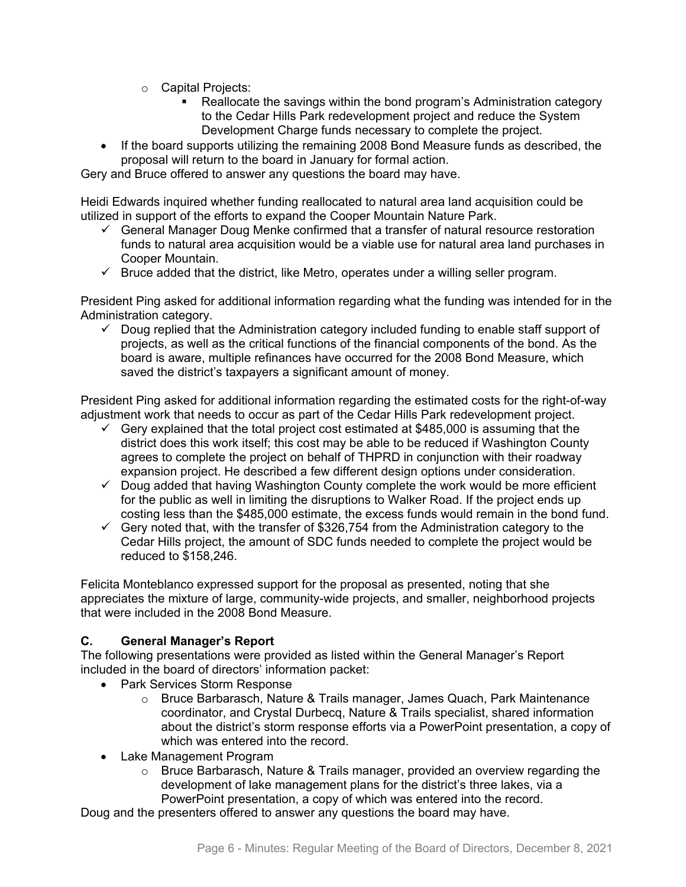- Capital Projects:
        - Reallocate the savings within the bond program's Administration category to the Cedar Hills Park redevelopment project and reduce the System Development Charge funds necessary to complete the project.
- If the board supports utilizing the remaining 2008 Bond Measure funds as described, the proposal will return to the board in January for formal action.

Gery and Bruce offered to answer any questions the board may have.

Heidi Edwards inquired whether funding reallocated to natural area land acquisition could be utilized in support of the efforts to expand the Cooper Mountain Nature Park.

- ✓ General Manager Doug Menke confirmed that a transfer of natural resource restoration funds to natural area acquisition would be a viable use for natural area land purchases in Cooper Mountain.
- ✓ Bruce added that the district, like Metro, operates under a willing seller program.

President Ping asked for additional information regarding what the funding was intended for in the Administration category.

- ✓ Doug replied that the Administration category included funding to enable staff support of projects, as well as the critical functions of the financial components of the bond. As the board is aware, multiple refinances have occurred for the 2008 Bond Measure, which saved the district's taxpayers a significant amount of money.

President Ping asked for additional information regarding the estimated costs for the right-of-way adjustment work that needs to occur as part of the Cedar Hills Park redevelopment project.

- ✓ Gery explained that the total project cost estimated at $485,000 is assuming that the district does this work itself; this cost may be able to be reduced if Washington County agrees to complete the project on behalf of THPRD in conjunction with their roadway expansion project. He described a few different design options under consideration.
- ✓ Doug added that having Washington County complete the work would be more efficient for the public as well in limiting the disruptions to Walker Road. If the project ends up costing less than the $485,000 estimate, the excess funds would remain in the bond fund.
- ✓ Gery noted that, with the transfer of $326,754 from the Administration category to the Cedar Hills project, the amount of SDC funds needed to complete the project would be reduced to $158,246.

Felicita Monteblanco expressed support for the proposal as presented, noting that she appreciates the mixture of large, community-wide projects, and smaller, neighborhood projects that were included in the 2008 Bond Measure.

**C. General Manager's Report**

The following presentations were provided as listed within the General Manager's Report included in the board of directors' information packet:

- Park Services Storm Response
    - Bruce Barbarasch, Nature & Trails manager, James Quach, Park Maintenance coordinator, and Crystal Durbecq, Nature & Trails specialist, shared information about the district's storm response efforts via a PowerPoint presentation, a copy of which was entered into the record.
- Lake Management Program
    - Bruce Barbarasch, Nature & Trails manager, provided an overview regarding the development of lake management plans for the district's three lakes, via a PowerPoint presentation, a copy of which was entered into the record.

Doug and the presenters offered to answer any questions the board may have.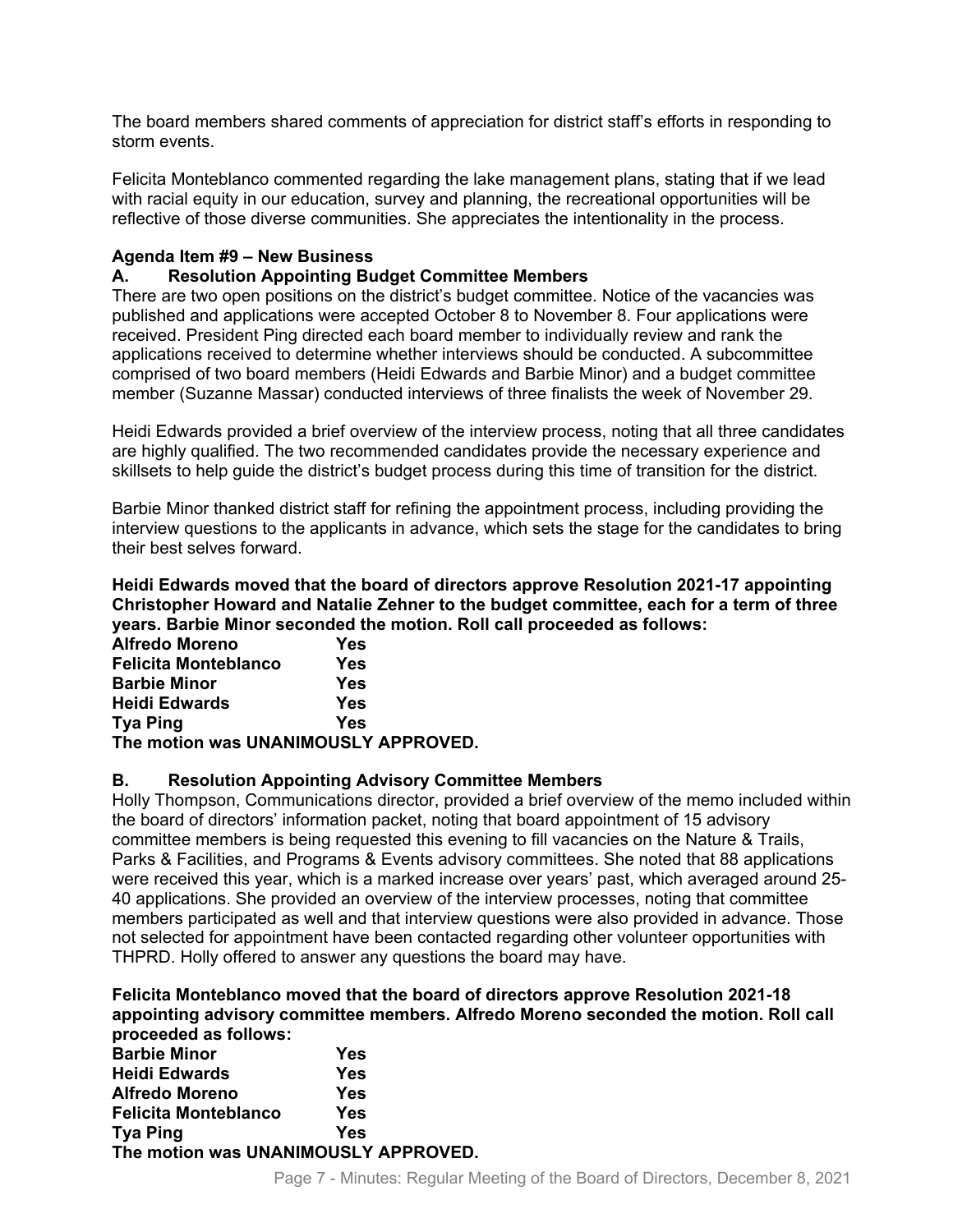The board members shared comments of appreciation for district staff's efforts in responding to storm events.

Felicita Monteblanco commented regarding the lake management plans, stating that if we lead with racial equity in our education, survey and planning, the recreational opportunities will be reflective of those diverse communities. She appreciates the intentionality in the process.

**Agenda Item #9 – New Business**

**A. Resolution Appointing Budget Committee Members**

There are two open positions on the district's budget committee. Notice of the vacancies was published and applications were accepted October 8 to November 8. Four applications were received. President Ping directed each board member to individually review and rank the applications received to determine whether interviews should be conducted. A subcommittee comprised of two board members (Heidi Edwards and Barbie Minor) and a budget committee member (Suzanne Massar) conducted interviews of three finalists the week of November 29.

Heidi Edwards provided a brief overview of the interview process, noting that all three candidates are highly qualified. The two recommended candidates provide the necessary experience and skillsets to help guide the district's budget process during this time of transition for the district.

Barbie Minor thanked district staff for refining the appointment process, including providing the interview questions to the applicants in advance, which sets the stage for the candidates to bring their best selves forward.

**Heidi Edwards moved that the board of directors approve Resolution 2021-17 appointing Christopher Howard and Natalie Zehner to the budget committee, each for a term of three years. Barbie Minor seconded the motion. Roll call proceeded as follows:**

**Alfredo Moreno Yes**
**Felicita Monteblanco Yes**
**Barbie Minor Yes**
**Heidi Edwards Yes**
**Tya Ping Yes**
**The motion was UNANIMOUSLY APPROVED.**

**B. Resolution Appointing Advisory Committee Members**

Holly Thompson, Communications director, provided a brief overview of the memo included within the board of directors' information packet, noting that board appointment of 15 advisory committee members is being requested this evening to fill vacancies on the Nature & Trails, Parks & Facilities, and Programs & Events advisory committees. She noted that 88 applications were received this year, which is a marked increase over years' past, which averaged around 25-40 applications. She provided an overview of the interview processes, noting that committee members participated as well and that interview questions were also provided in advance. Those not selected for appointment have been contacted regarding other volunteer opportunities with THPRD. Holly offered to answer any questions the board may have.

**Felicita Monteblanco moved that the board of directors approve Resolution 2021-18 appointing advisory committee members. Alfredo Moreno seconded the motion. Roll call proceeded as follows:**

**Barbie Minor Yes**
**Heidi Edwards Yes**
**Alfredo Moreno Yes**
**Felicita Monteblanco Yes**
**Tya Ping Yes**
**The motion was UNANIMOUSLY APPROVED.**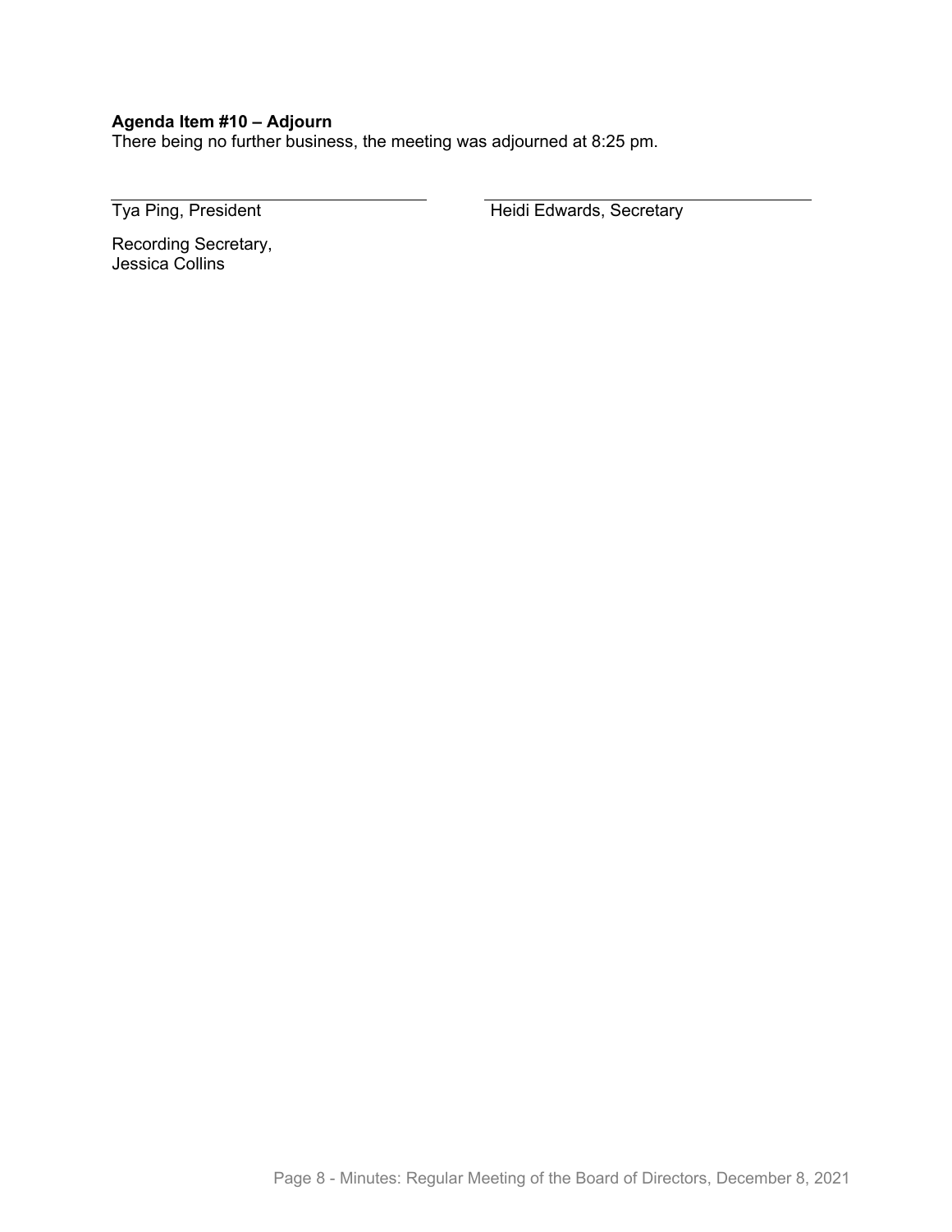**Agenda Item #10 – Adjourn**
There being no further business, the meeting was adjourned at 8:25 pm.

Tya Ping, President

Heidi Edwards, Secretary

Recording Secretary,
Jessica Collins